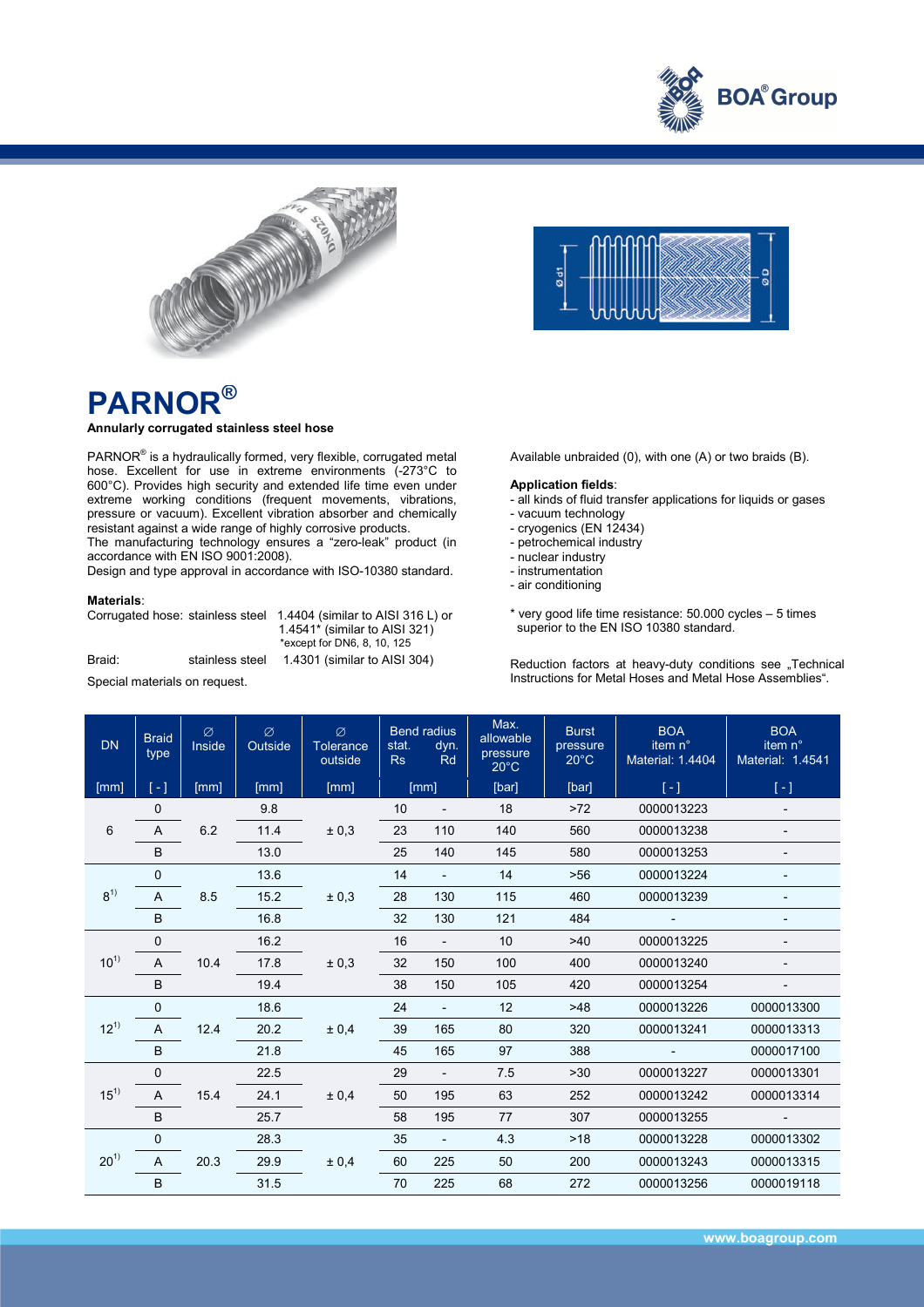# PARNOR®

**Annularly corrugated stainless steel hose**

PARNOR® is a hydraulically formed, very flexible, corrugated metal hose. Excellent for use in extreme environments (-273°C to 600°C). Provides high security and extended life time even under extreme working conditions (frequent movements, vibrations, pressure or vacuum). Excellent vibration absorber and chemically resistant against a wide range of highly corrosive products.
The manufacturing technology ensures a "zero-leak" product (in accordance with EN ISO 9001:2008).
Design and type approval in accordance with ISO-10380 standard.

**Materials**:

Corrugated hose: stainless steel 1.4404 (similar to AISI 316 L) or 1.4541* (similar to AISI 321)
*except for DN6, 8, 10, 125

Braid: stainless steel 1.4301 (similar to AISI 304)

Special materials on request.

Available unbraided (0), with one (A) or two braids (B).

**Application fields**:
- all kinds of fluid transfer applications for liquids or gases
- vacuum technology
- cryogenics (EN 12434)
- petrochemical industry
- nuclear industry
- instrumentation
- air conditioning

\* very good life time resistance: 50.000 cycles – 5 times superior to the EN ISO 10380 standard.

Reduction factors at heavy-duty conditions see „Technical Instructions for Metal Hoses and Metal Hose Assemblies".

| DN | Braid type | ∅ Inside | ∅ Outside | ∅ Tolerance outside | Bend radius stat. Rs | Bend radius dyn. Rd | Max. allowable pressure 20°C | Burst pressure 20°C | BOA item n° Material: 1.4404 | BOA item n° Material: 1.4541 |
|---|---|---|---|---|---|---|---|---|---|---|
| [mm] | [ - ] | [mm] | [mm] | [mm] | [mm] | | [bar] | [bar] | [ - ] | [ - ] |
| 6 | 0 | 6.2 | 9.8 | ± 0,3 | 10 | - | 18 | >72 | 0000013223 | - |
| | A | | 11.4 | | 23 | 110 | 140 | 560 | 0000013238 | - |
| | B | | 13.0 | | 25 | 140 | 145 | 580 | 0000013253 | - |
| 8[1] | 0 | 8.5 | 13.6 | ± 0,3 | 14 | - | 14 | >56 | 0000013224 | - |
| | A | | 15.2 | | 28 | 130 | 115 | 460 | 0000013239 | - |
| | B | | 16.8 | | 32 | 130 | 121 | 484 | - | - |
| 10[1] | 0 | 10.4 | 16.2 | ± 0,3 | 16 | - | 10 | >40 | 0000013225 | - |
| | A | | 17.8 | | 32 | 150 | 100 | 400 | 0000013240 | - |
| | B | | 19.4 | | 38 | 150 | 105 | 420 | 0000013254 | - |
| 12[1] | 0 | 12.4 | 18.6 | ± 0,4 | 24 | - | 12 | >48 | 0000013226 | 0000013300 |
| | A | | 20.2 | | 39 | 165 | 80 | 320 | 0000013241 | 0000013313 |
| | B | | 21.8 | | 45 | 165 | 97 | 388 | - | 0000017100 |
| 15[1] | 0 | 15.4 | 22.5 | ± 0,4 | 29 | - | 7.5 | >30 | 0000013227 | 0000013301 |
| | A | | 24.1 | | 50 | 195 | 63 | 252 | 0000013242 | 0000013314 |
| | B | | 25.7 | | 58 | 195 | 77 | 307 | 0000013255 | - |
| 20[1] | 0 | 20.3 | 28.3 | ± 0,4 | 35 | - | 4.3 | >18 | 0000013228 | 0000013302 |
| | A | | 29.9 | | 60 | 225 | 50 | 200 | 0000013243 | 0000013315 |
| | B | | 31.5 | | 70 | 225 | 68 | 272 | 0000013256 | 0000019118 |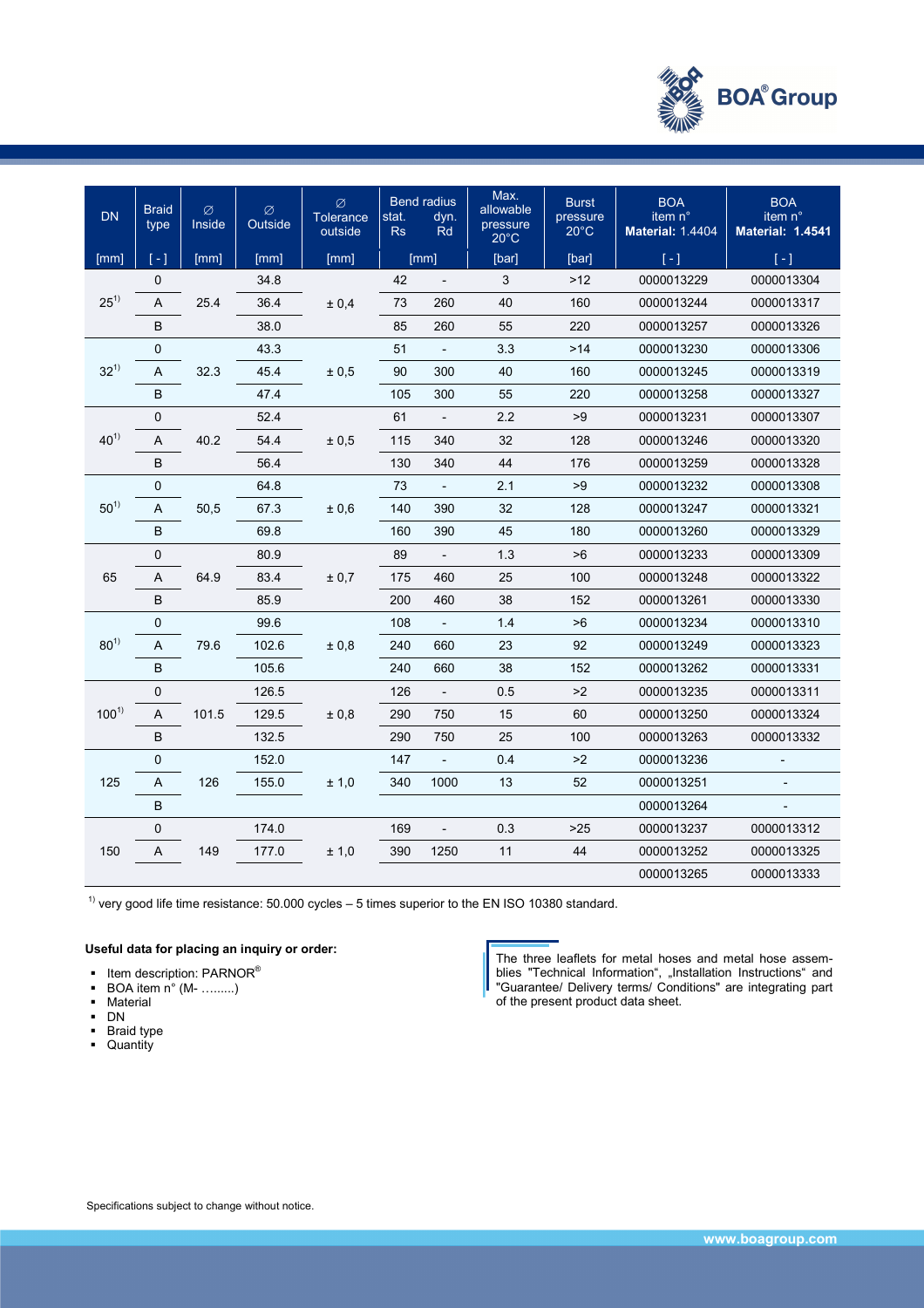| DN | Braid type | ∅ Inside | ∅ Outside | ∅ Tolerance outside | Bend radius stat. Rs | Bend radius dyn. Rd | Max. allowable pressure 20°C | Burst pressure 20°C | BOA item n° **Material:** 1.4404 | BOA item n° **Material: 1.4541** |
|---|---|---|---|---|---|---|---|---|---|---|
| [mm] | [ - ] | [mm] | [mm] | [mm] | [mm] | | [bar] | [bar] | [ - ] | [ - ] |
| 25[1] | 0 | 25.4 | 34.8 | ± 0,4 | 42 | - | 3 | >12 | 0000013229 | 0000013304 |
| | A | | 36.4 | | 73 | 260 | 40 | 160 | 0000013244 | 0000013317 |
| | B | | 38.0 | | 85 | 260 | 55 | 220 | 0000013257 | 0000013326 |
| 32[1] | 0 | 32.3 | 43.3 | ± 0,5 | 51 | - | 3.3 | >14 | 0000013230 | 0000013306 |
| | A | | 45.4 | | 90 | 300 | 40 | 160 | 0000013245 | 0000013319 |
| | B | | 47.4 | | 105 | 300 | 55 | 220 | 0000013258 | 0000013327 |
| 40[1] | 0 | 40.2 | 52.4 | ± 0,5 | 61 | - | 2.2 | >9 | 0000013231 | 0000013307 |
| | A | | 54.4 | | 115 | 340 | 32 | 128 | 0000013246 | 0000013320 |
| | B | | 56.4 | | 130 | 340 | 44 | 176 | 0000013259 | 0000013328 |
| 50[1] | 0 | 50,5 | 64.8 | ± 0,6 | 73 | - | 2.1 | >9 | 0000013232 | 0000013308 |
| | A | | 67.3 | | 140 | 390 | 32 | 128 | 0000013247 | 0000013321 |
| | B | | 69.8 | | 160 | 390 | 45 | 180 | 0000013260 | 0000013329 |
| 65 | 0 | 64.9 | 80.9 | ± 0,7 | 89 | - | 1.3 | >6 | 0000013233 | 0000013309 |
| | A | | 83.4 | | 175 | 460 | 25 | 100 | 0000013248 | 0000013322 |
| | B | | 85.9 | | 200 | 460 | 38 | 152 | 0000013261 | 0000013330 |
| 80[1] | 0 | 79.6 | 99.6 | ± 0,8 | 108 | - | 1.4 | >6 | 0000013234 | 0000013310 |
| | A | | 102.6 | | 240 | 660 | 23 | 92 | 0000013249 | 0000013323 |
| | B | | 105.6 | | 240 | 660 | 38 | 152 | 0000013262 | 0000013331 |
| 100[1] | 0 | 101.5 | 126.5 | ± 0,8 | 126 | - | 0.5 | >2 | 0000013235 | 0000013311 |
| | A | | 129.5 | | 290 | 750 | 15 | 60 | 0000013250 | 0000013324 |
| | B | | 132.5 | | 290 | 750 | 25 | 100 | 0000013263 | 0000013332 |
| 125 | 0 | 126 | 152.0 | ± 1,0 | 147 | - | 0.4 | >2 | 0000013236 | - |
| | A | | 155.0 | | 340 | 1000 | 13 | 52 | 0000013251 | - |
| | B | | | | | | | | 0000013264 | - |
| 150 | 0 | 149 | 174.0 | ± 1,0 | 169 | - | 0.3 | >25 | 0000013237 | 0000013312 |
| | A | | 177.0 | | 390 | 1250 | 11 | 44 | 0000013252 | 0000013325 |
| | | | | | | | | | 0000013265 | 0000013333 |

[1] very good life time resistance: 50.000 cycles – 5 times superior to the EN ISO 10380 standard.

**Useful data for placing an inquiry or order:**

- Item description: PARNOR®
- BOA item n° (M- ……...)
- Material
- DN
- Braid type
- Quantity

The three leaflets for metal hoses and metal hose assemblies "Technical Information", „Installation Instructions" and "Guarantee/ Delivery terms/ Conditions" are integrating part of the present product data sheet.

Specifications subject to change without notice.